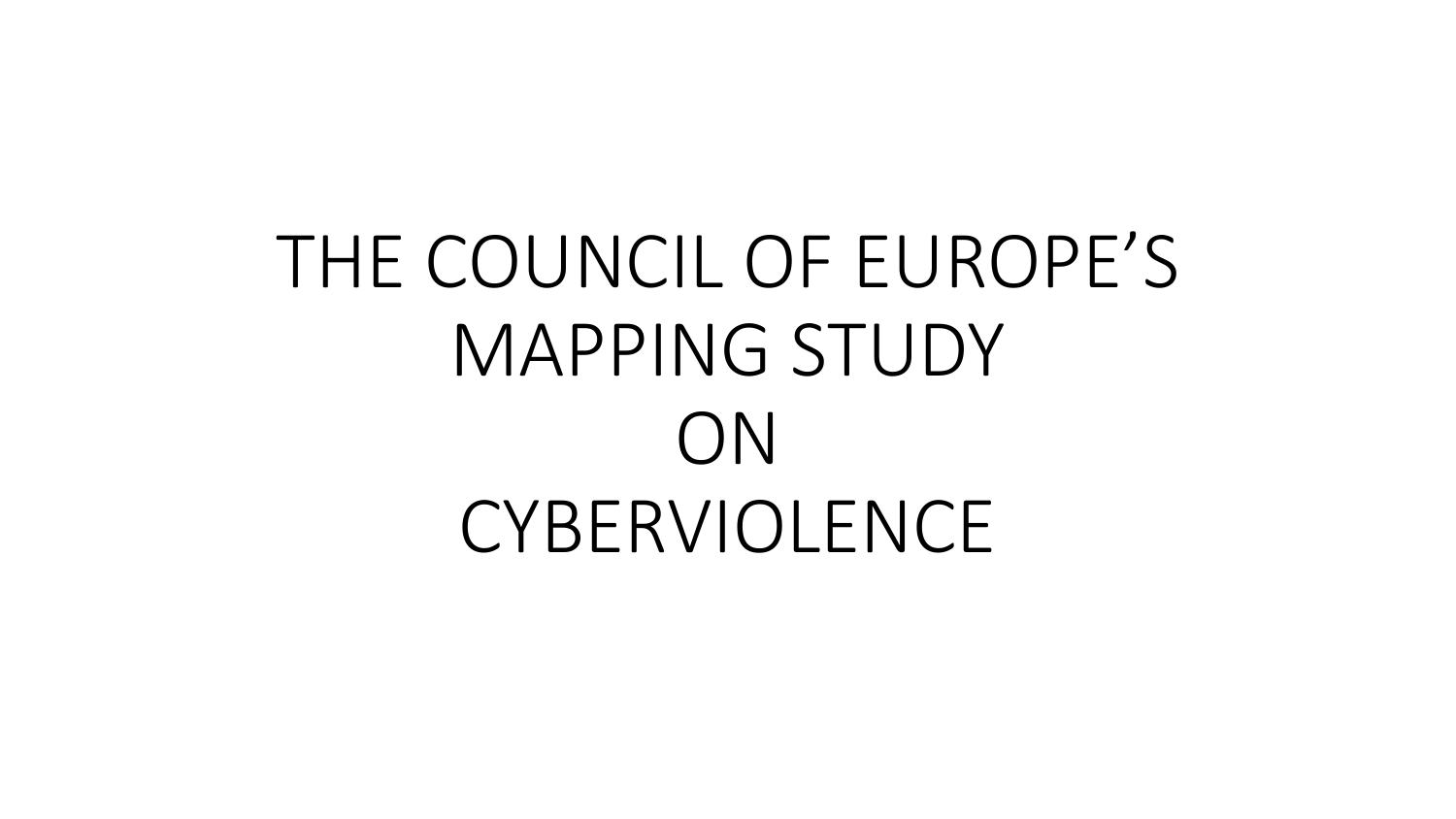# THE COUNCIL OF EUROPE'S MAPPING STUDY ON CYBERVIOLENCE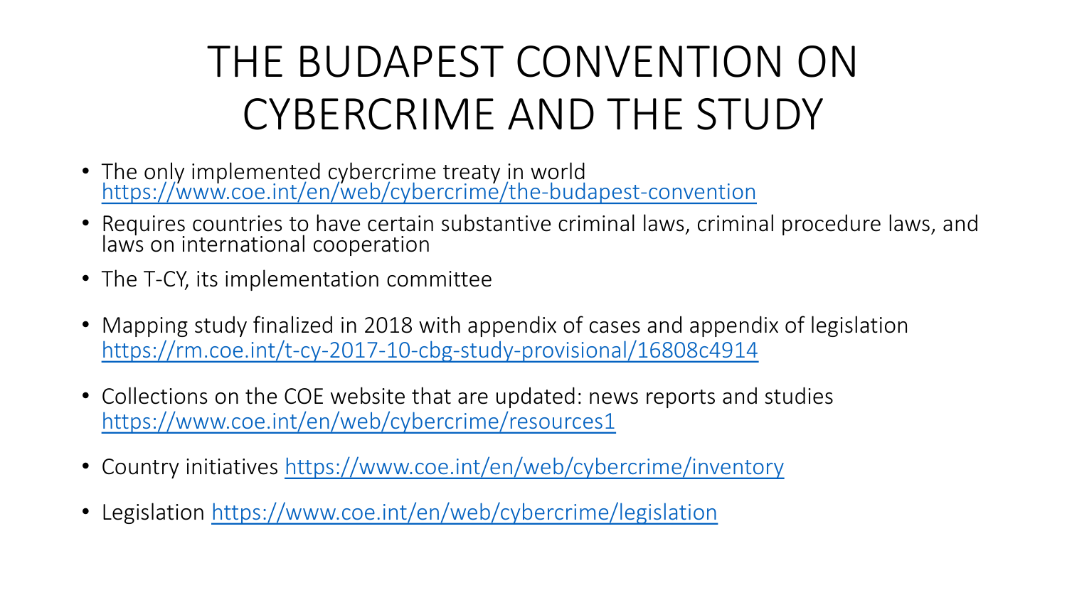# THE BUDAPEST CONVENTION ON CYBERCRIME AND THE STUDY

- The only implemented cybercrime treaty in world https://www.coe.int/en/web/cybercrime/the-budapest-convention
- Requires countries to have certain substantive criminal laws, criminal procedure laws, and laws on international cooperation
- The T-CY, its implementation committee
- Mapping study finalized in 2018 with appendix of cases and appendix of legislation https://rm.coe.int/t-cy-2017-10-cbg-study-provisional/16808c4914
- Collections on the COE website that are updated: news reports and studies https://www.coe.int/en/web/cybercrime/resources1
- Country initiatives https://www.coe.int/en/web/cybercrime/inventory
- Legislation https://www.coe.int/en/web/cybercrime/legislation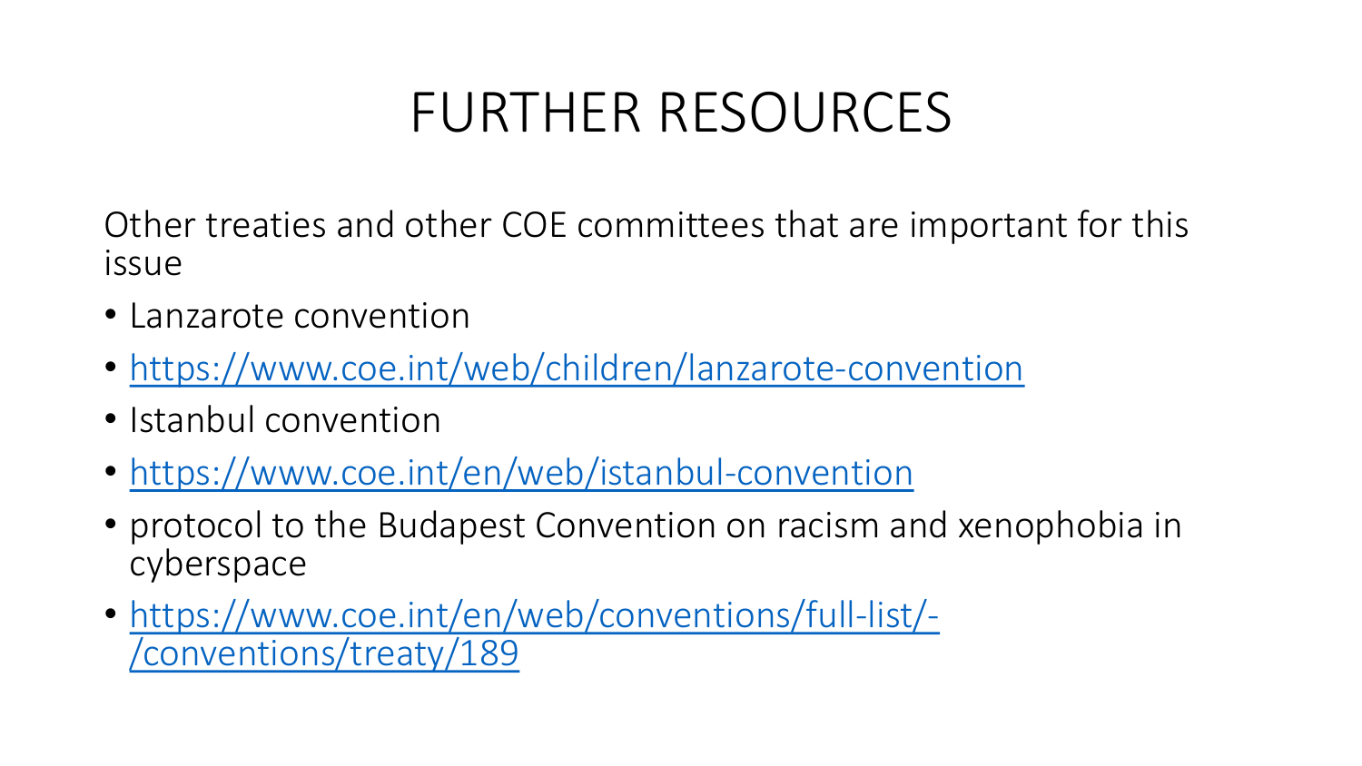# FURTHER RESOURCES

Other treaties and other COE committees that are important for this issue

- Lanzarote convention
- https://www.coe.int/web/children/lanzarote-convention
- Istanbul convention
- https://www.coe.int/en/web/istanbul-convention
- protocol to the Budapest Convention on racism and xenophobia in cyberspace
- https://www.coe.int/en/web/conventions/full-list/-/conventions/treaty/189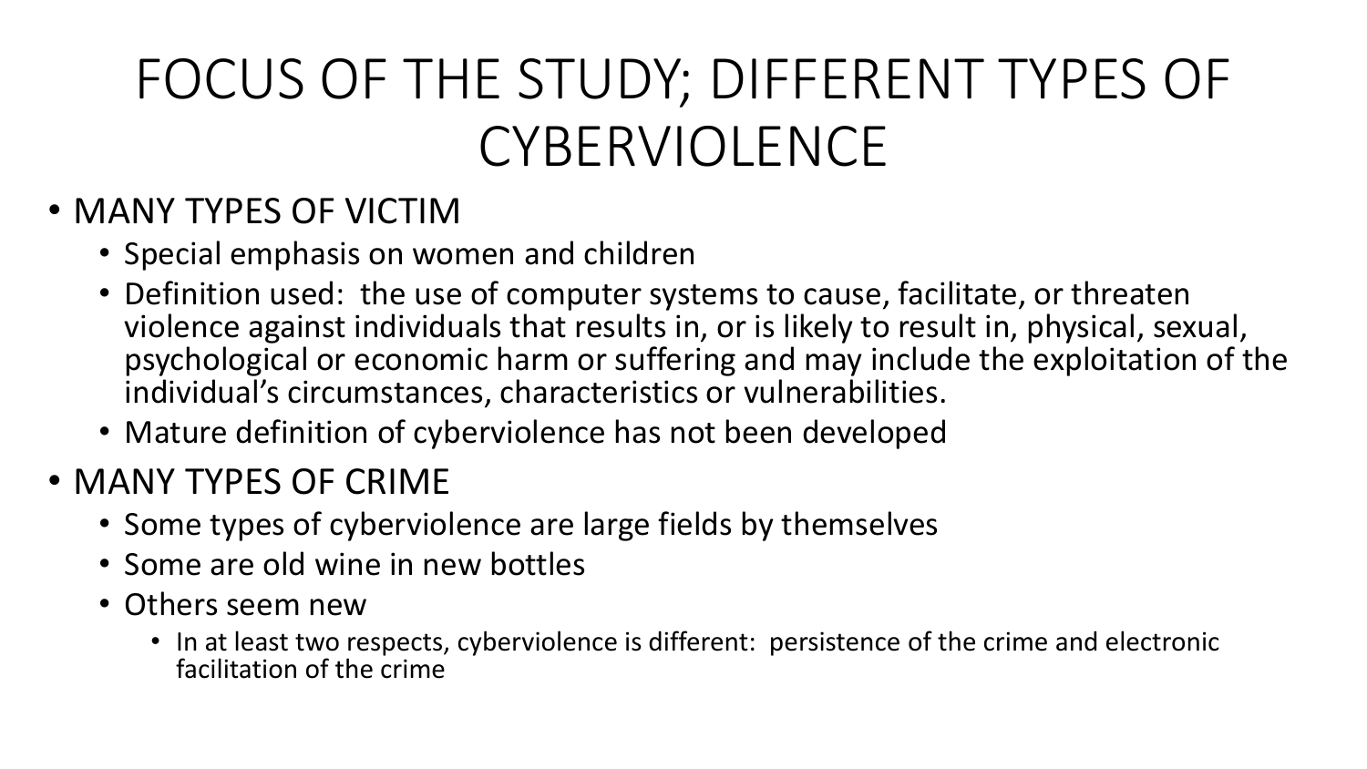# FOCUS OF THE STUDY; DIFFERENT TYPES OF CYBERVIOLENCE

- MANY TYPES OF VICTIM
  - Special emphasis on women and children
  - Definition used: the use of computer systems to cause, facilitate, or threaten violence against individuals that results in, or is likely to result in, physical, sexual, psychological or economic harm or suffering and may include the exploitation of the individual's circumstances, characteristics or vulnerabilities.
  - Mature definition of cyberviolence has not been developed
- MANY TYPES OF CRIME
  - Some types of cyberviolence are large fields by themselves
  - Some are old wine in new bottles
  - Others seem new
    - In at least two respects, cyberviolence is different: persistence of the crime and electronic facilitation of the crime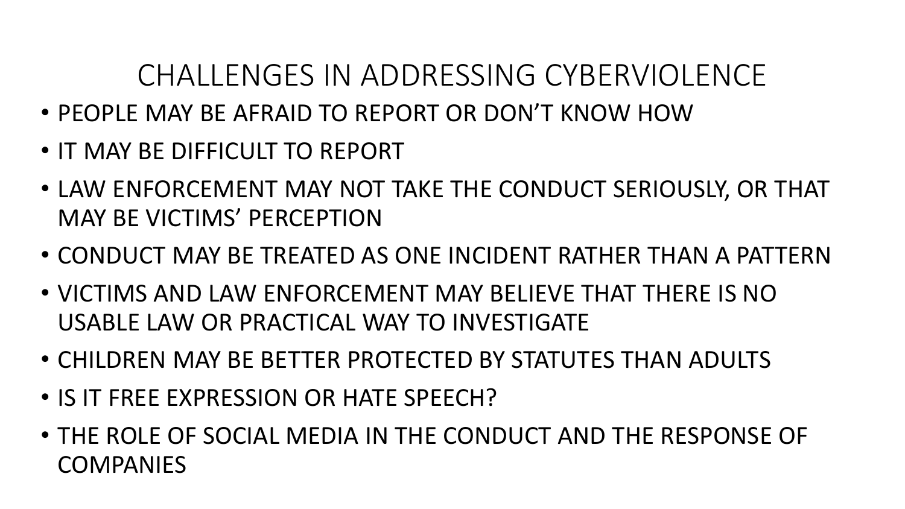# CHALLENGES IN ADDRESSING CYBERVIOLENCE

- PEOPLE MAY BE AFRAID TO REPORT OR DON'T KNOW HOW
- IT MAY BE DIFFICULT TO REPORT
- LAW ENFORCEMENT MAY NOT TAKE THE CONDUCT SERIOUSLY, OR THAT MAY BE VICTIMS' PERCEPTION
- CONDUCT MAY BE TREATED AS ONE INCIDENT RATHER THAN A PATTERN
- VICTIMS AND LAW ENFORCEMENT MAY BELIEVE THAT THERE IS NO USABLE LAW OR PRACTICAL WAY TO INVESTIGATE
- CHILDREN MAY BE BETTER PROTECTED BY STATUTES THAN ADULTS
- IS IT FREE EXPRESSION OR HATE SPEECH?
- THE ROLE OF SOCIAL MEDIA IN THE CONDUCT AND THE RESPONSE OF COMPANIES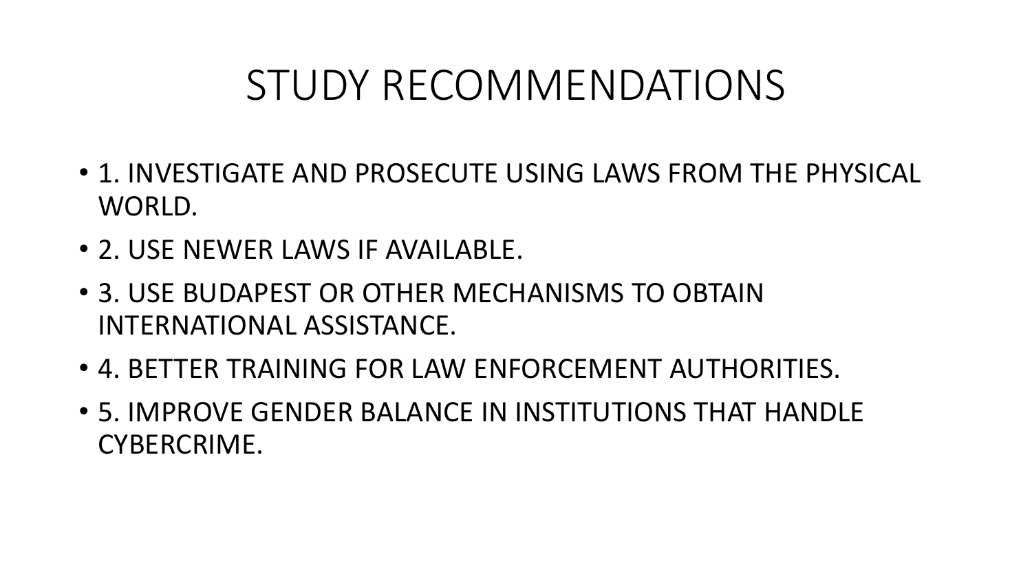# STUDY RECOMMENDATIONS

- 1. INVESTIGATE AND PROSECUTE USING LAWS FROM THE PHYSICAL WORLD.
- 2. USE NEWER LAWS IF AVAILABLE.
- 3. USE BUDAPEST OR OTHER MECHANISMS TO OBTAIN INTERNATIONAL ASSISTANCE.
- 4. BETTER TRAINING FOR LAW ENFORCEMENT AUTHORITIES.
- 5. IMPROVE GENDER BALANCE IN INSTITUTIONS THAT HANDLE CYBERCRIME.